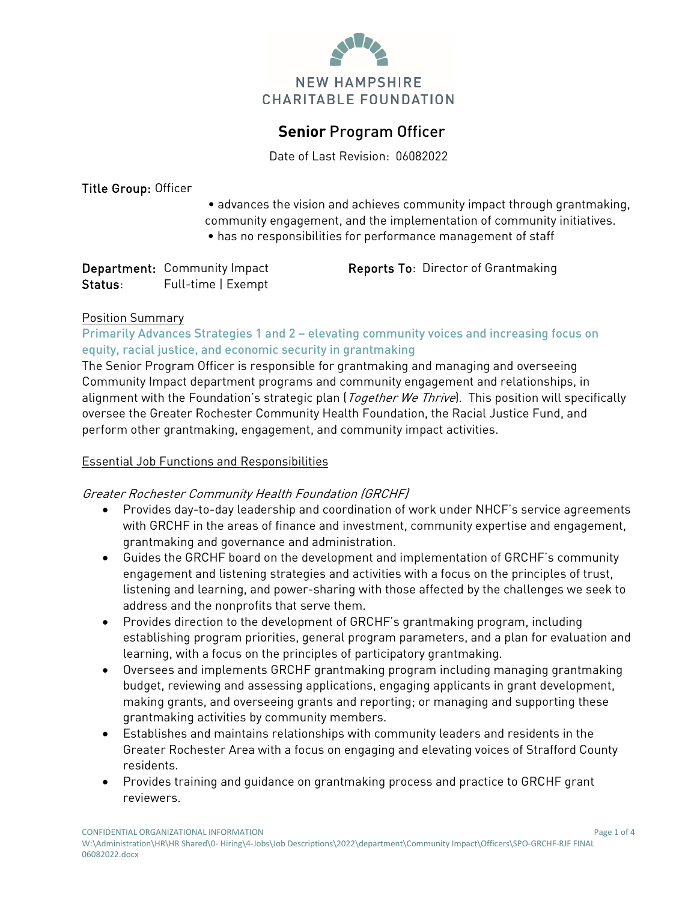NEW HAMPSHIRE
CHARITABLE FOUNDATION

# **Senior** Program Officer

Date of Last Revision: 06082022

**Title Group:** Officer

- advances the vision and achieves community impact through grantmaking, community engagement, and the implementation of community initiatives.
- has no responsibilities for performance management of staff

**Department:** Community Impact
**Status:** Full-time | Exempt
**Reports To:** Director of Grantmaking

## Position Summary

**Primarily Advances Strategies 1 and 2 – elevating community voices and increasing focus on equity, racial justice, and economic security in grantmaking**

The Senior Program Officer is responsible for grantmaking and managing and overseeing Community Impact department programs and community engagement and relationships, in alignment with the Foundation's strategic plan (*Together We Thrive*). This position will specifically oversee the Greater Rochester Community Health Foundation, the Racial Justice Fund, and perform other grantmaking, engagement, and community impact activities.

## Essential Job Functions and Responsibilities

### *Greater Rochester Community Health Foundation (GRCHF)*

- Provides day-to-day leadership and coordination of work under NHCF's service agreements with GRCHF in the areas of finance and investment, community expertise and engagement, grantmaking and governance and administration.
- Guides the GRCHF board on the development and implementation of GRCHF's community engagement and listening strategies and activities with a focus on the principles of trust, listening and learning, and power-sharing with those affected by the challenges we seek to address and the nonprofits that serve them.
- Provides direction to the development of GRCHF's grantmaking program, including establishing program priorities, general program parameters, and a plan for evaluation and learning, with a focus on the principles of participatory grantmaking.
- Oversees and implements GRCHF grantmaking program including managing grantmaking budget, reviewing and assessing applications, engaging applicants in grant development, making grants, and overseeing grants and reporting; or managing and supporting these grantmaking activities by community members.
- Establishes and maintains relationships with community leaders and residents in the Greater Rochester Area with a focus on engaging and elevating voices of Strafford County residents.
- Provides training and guidance on grantmaking process and practice to GRCHF grant reviewers.

CONFIDENTIAL ORGANIZATIONAL INFORMATION
W:\Administration\HR\HR Shared\0- Hiring\4-Jobs\Job Descriptions\2022\department\Community Impact\Officers\SPO-GRCHF-RJF FINAL 06082022.docx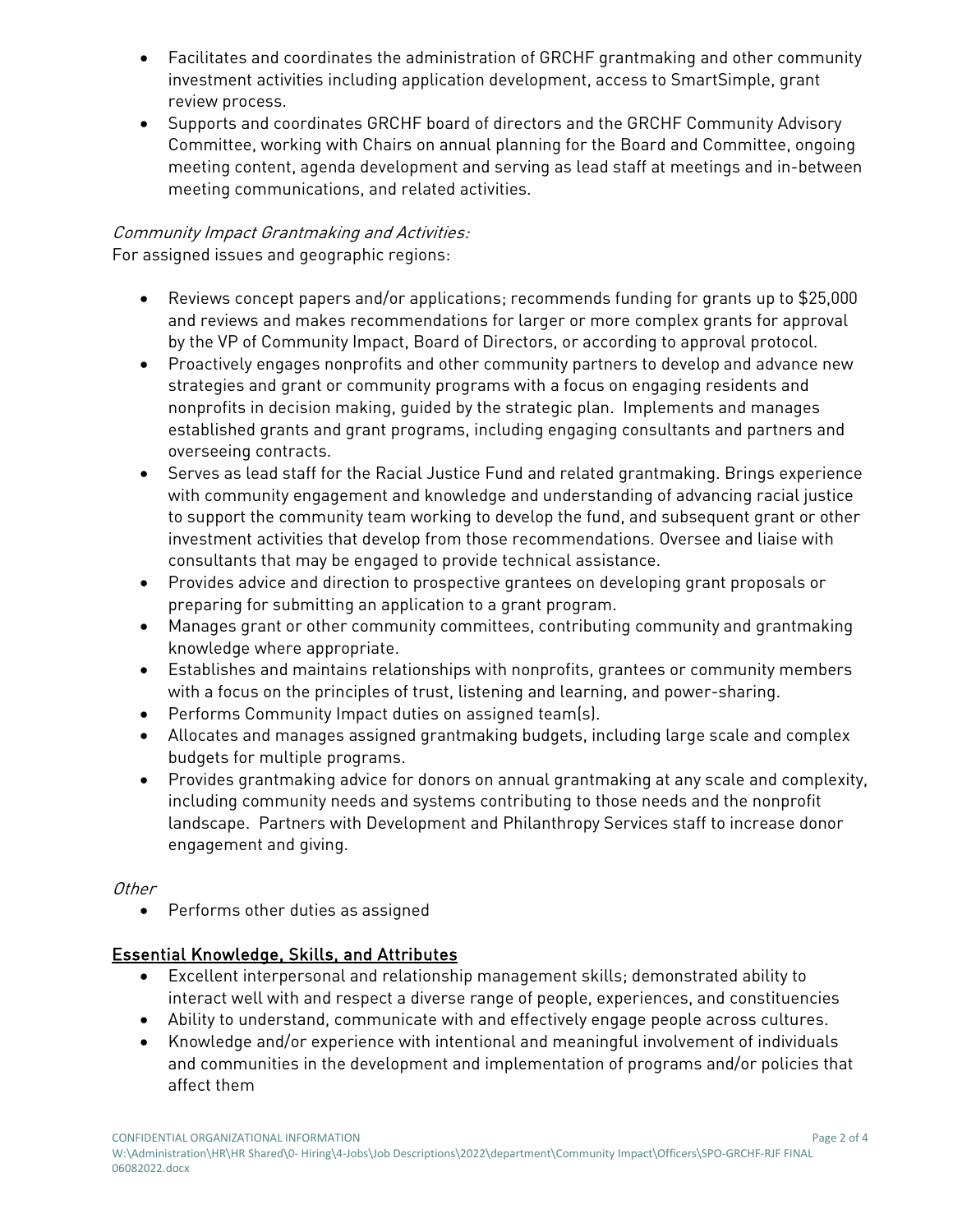- Facilitates and coordinates the administration of GRCHF grantmaking and other community investment activities including application development, access to SmartSimple, grant review process.
- Supports and coordinates GRCHF board of directors and the GRCHF Community Advisory Committee, working with Chairs on annual planning for the Board and Committee, ongoing meeting content, agenda development and serving as lead staff at meetings and in-between meeting communications, and related activities.

*Community Impact Grantmaking and Activities:*

For assigned issues and geographic regions:

- Reviews concept papers and/or applications; recommends funding for grants up to $25,000 and reviews and makes recommendations for larger or more complex grants for approval by the VP of Community Impact, Board of Directors, or according to approval protocol.
- Proactively engages nonprofits and other community partners to develop and advance new strategies and grant or community programs with a focus on engaging residents and nonprofits in decision making, guided by the strategic plan. Implements and manages established grants and grant programs, including engaging consultants and partners and overseeing contracts.
- Serves as lead staff for the Racial Justice Fund and related grantmaking. Brings experience with community engagement and knowledge and understanding of advancing racial justice to support the community team working to develop the fund, and subsequent grant or other investment activities that develop from those recommendations. Oversee and liaise with consultants that may be engaged to provide technical assistance.
- Provides advice and direction to prospective grantees on developing grant proposals or preparing for submitting an application to a grant program.
- Manages grant or other community committees, contributing community and grantmaking knowledge where appropriate.
- Establishes and maintains relationships with nonprofits, grantees or community members with a focus on the principles of trust, listening and learning, and power-sharing.
- Performs Community Impact duties on assigned team(s).
- Allocates and manages assigned grantmaking budgets, including large scale and complex budgets for multiple programs.
- Provides grantmaking advice for donors on annual grantmaking at any scale and complexity, including community needs and systems contributing to those needs and the nonprofit landscape. Partners with Development and Philanthropy Services staff to increase donor engagement and giving.

*Other*

- Performs other duties as assigned

## Essential Knowledge, Skills, and Attributes

- Excellent interpersonal and relationship management skills; demonstrated ability to interact well with and respect a diverse range of people, experiences, and constituencies
- Ability to understand, communicate with and effectively engage people across cultures.
- Knowledge and/or experience with intentional and meaningful involvement of individuals and communities in the development and implementation of programs and/or policies that affect them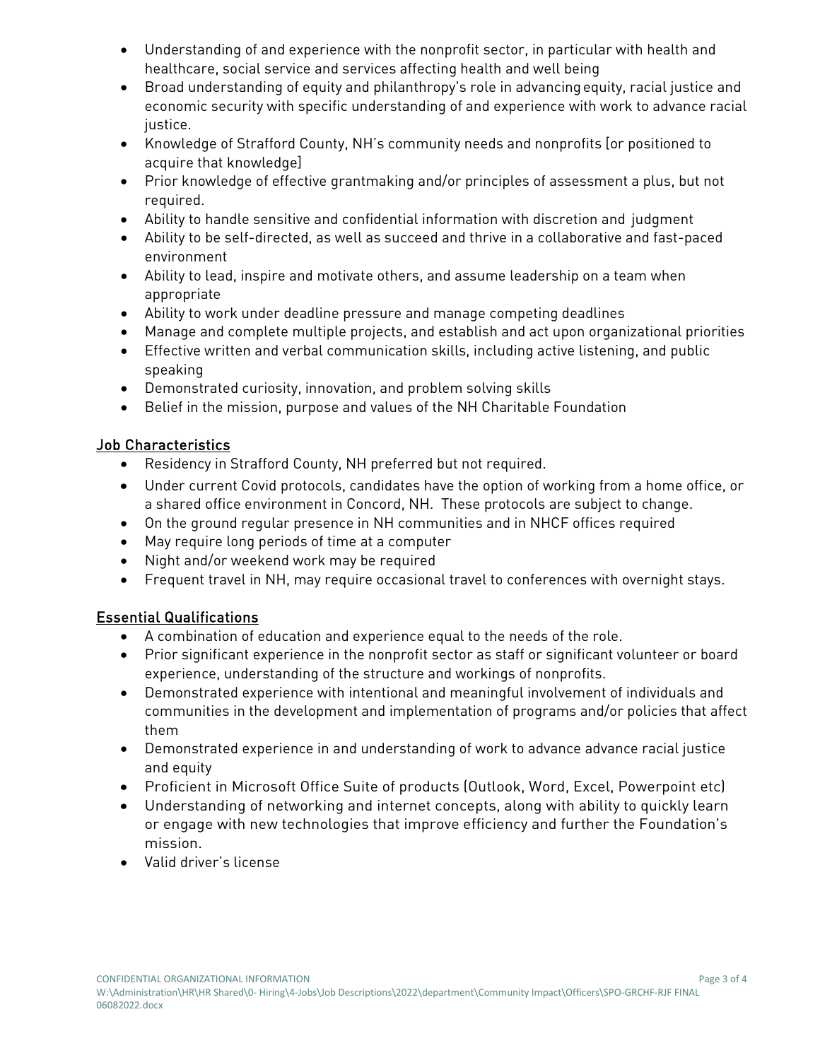- Understanding of and experience with the nonprofit sector, in particular with health and healthcare, social service and services affecting health and well being
- Broad understanding of equity and philanthropy's role in advancing equity, racial justice and economic security with specific understanding of and experience with work to advance racial justice.
- Knowledge of Strafford County, NH's community needs and nonprofits [or positioned to acquire that knowledge]
- Prior knowledge of effective grantmaking and/or principles of assessment a plus, but not required.
- Ability to handle sensitive and confidential information with discretion and judgment
- Ability to be self-directed, as well as succeed and thrive in a collaborative and fast-paced environment
- Ability to lead, inspire and motivate others, and assume leadership on a team when appropriate
- Ability to work under deadline pressure and manage competing deadlines
- Manage and complete multiple projects, and establish and act upon organizational priorities
- Effective written and verbal communication skills, including active listening, and public speaking
- Demonstrated curiosity, innovation, and problem solving skills
- Belief in the mission, purpose and values of the NH Charitable Foundation

## Job Characteristics

- Residency in Strafford County, NH preferred but not required.
- Under current Covid protocols, candidates have the option of working from a home office, or a shared office environment in Concord, NH. These protocols are subject to change.
- On the ground regular presence in NH communities and in NHCF offices required
- May require long periods of time at a computer
- Night and/or weekend work may be required
- Frequent travel in NH, may require occasional travel to conferences with overnight stays.

## Essential Qualifications

- A combination of education and experience equal to the needs of the role.
- Prior significant experience in the nonprofit sector as staff or significant volunteer or board experience, understanding of the structure and workings of nonprofits.
- Demonstrated experience with intentional and meaningful involvement of individuals and communities in the development and implementation of programs and/or policies that affect them
- Demonstrated experience in and understanding of work to advance advance racial justice and equity
- Proficient in Microsoft Office Suite of products (Outlook, Word, Excel, Powerpoint etc)
- Understanding of networking and internet concepts, along with ability to quickly learn or engage with new technologies that improve efficiency and further the Foundation's mission.
- Valid driver's license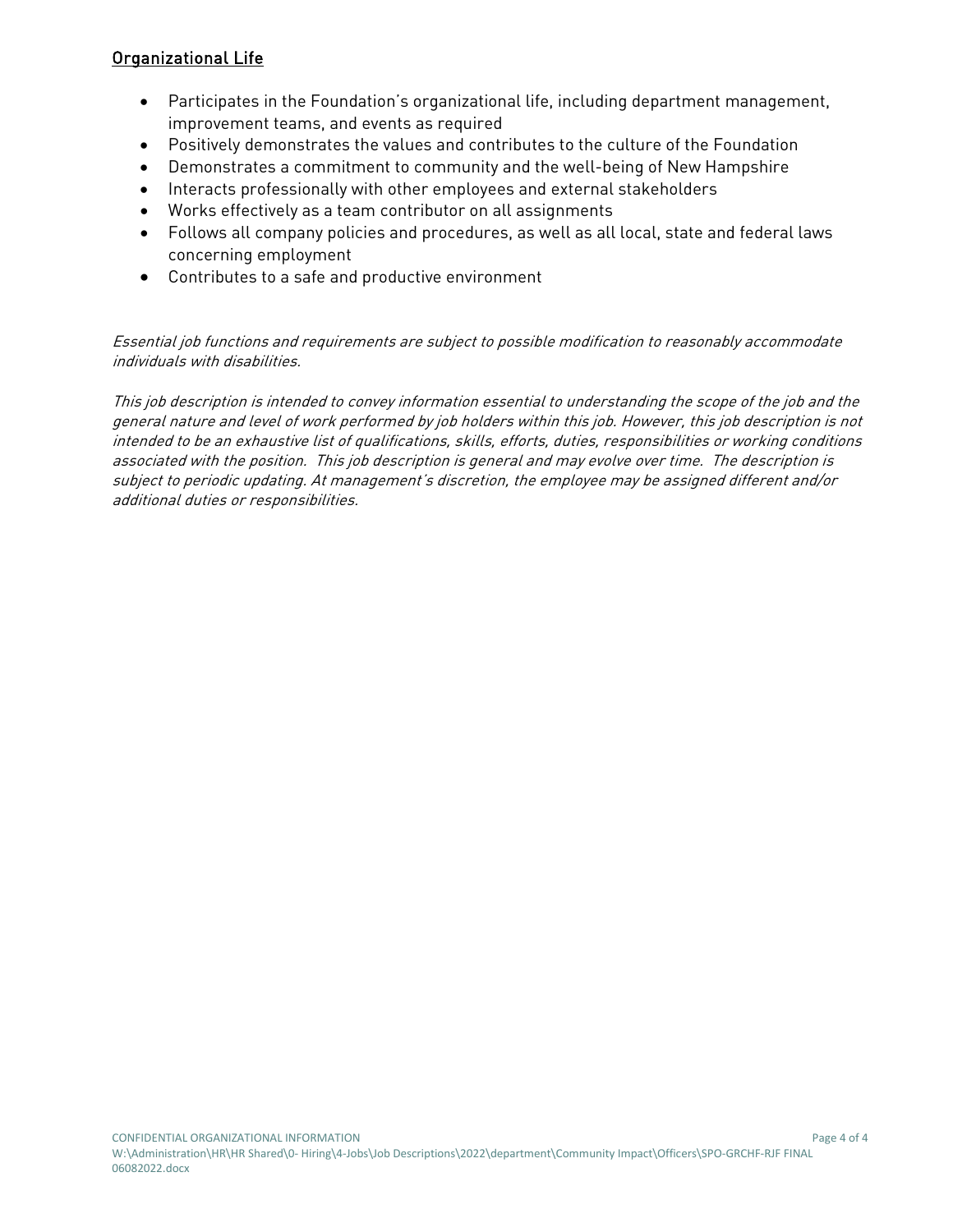## Organizational Life

- Participates in the Foundation's organizational life, including department management, improvement teams, and events as required
- Positively demonstrates the values and contributes to the culture of the Foundation
- Demonstrates a commitment to community and the well-being of New Hampshire
- Interacts professionally with other employees and external stakeholders
- Works effectively as a team contributor on all assignments
- Follows all company policies and procedures, as well as all local, state and federal laws concerning employment
- Contributes to a safe and productive environment

*Essential job functions and requirements are subject to possible modification to reasonably accommodate individuals with disabilities.*

*This job description is intended to convey information essential to understanding the scope of the job and the general nature and level of work performed by job holders within this job. However, this job description is not intended to be an exhaustive list of qualifications, skills, efforts, duties, responsibilities or working conditions associated with the position. This job description is general and may evolve over time. The description is subject to periodic updating. At management's discretion, the employee may be assigned different and/or additional duties or responsibilities.*